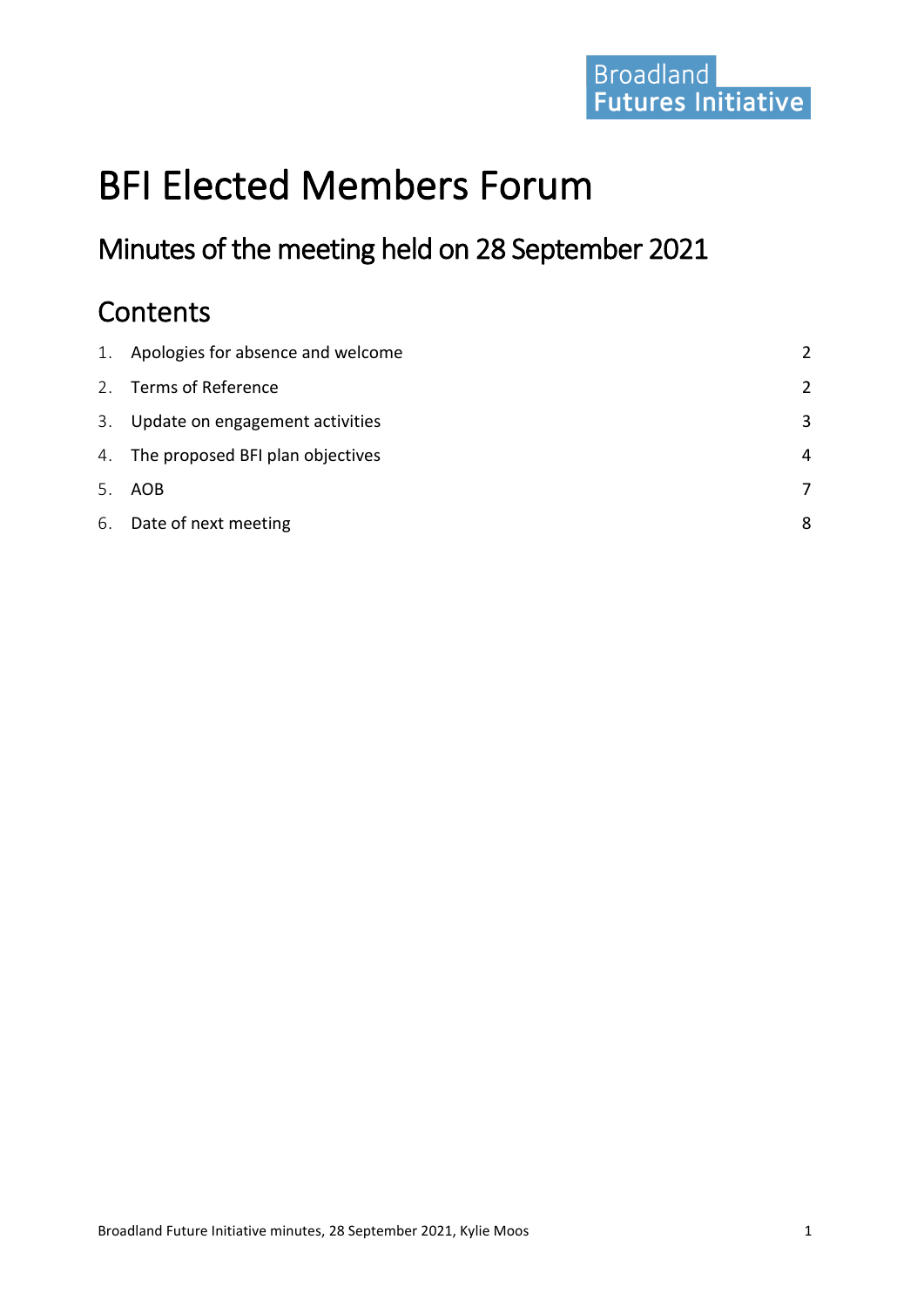Broadland Futures Initiative

# BFI Elected Members Forum

## Minutes of the meeting held on 28 September 2021

## Contents

| | | |
|---|---|---|
| 1. | Apologies for absence and welcome | 2 |
| 2. | Terms of Reference | 2 |
| 3. | Update on engagement activities | 3 |
| 4. | The proposed BFI plan objectives | 4 |
| 5. | AOB | 7 |
| 6. | Date of next meeting | 8 |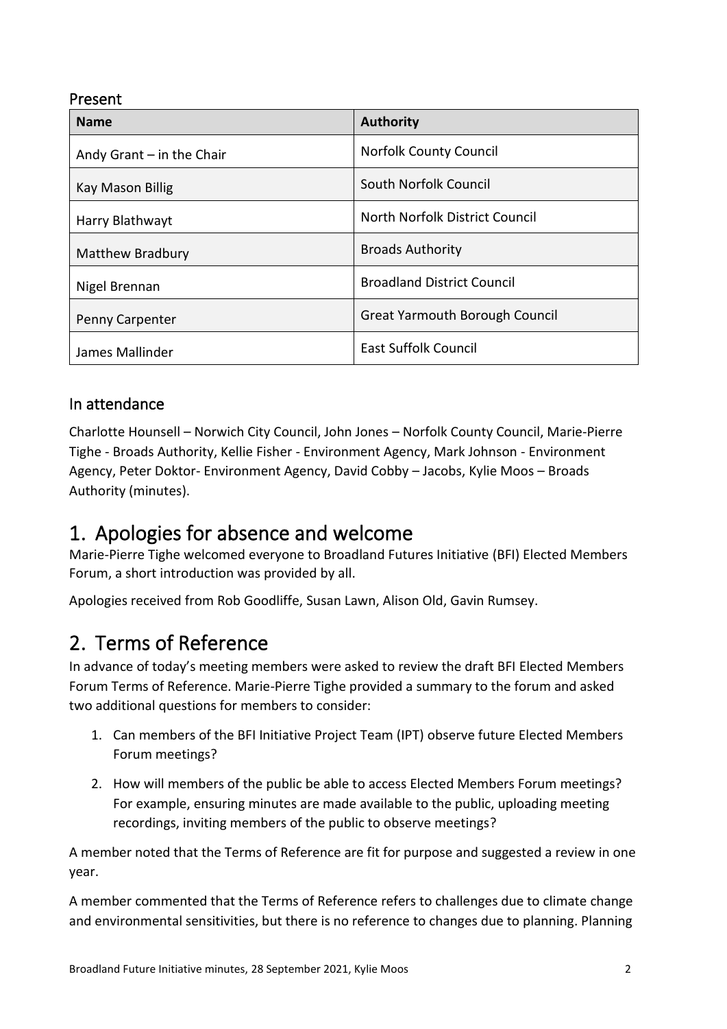## Present

| Name | Authority |
|---|---|
| Andy Grant – in the Chair | Norfolk County Council |
| Kay Mason Billig | South Norfolk Council |
| Harry Blathwayt | North Norfolk District Council |
| Matthew Bradbury | Broads Authority |
| Nigel Brennan | Broadland District Council |
| Penny Carpenter | Great Yarmouth Borough Council |
| James Mallinder | East Suffolk Council |

## In attendance

Charlotte Hounsell – Norwich City Council, John Jones – Norfolk County Council, Marie-Pierre Tighe - Broads Authority, Kellie Fisher - Environment Agency, Mark Johnson - Environment Agency, Peter Doktor- Environment Agency, David Cobby – Jacobs, Kylie Moos – Broads Authority (minutes).

# 1. Apologies for absence and welcome

Marie-Pierre Tighe welcomed everyone to Broadland Futures Initiative (BFI) Elected Members Forum, a short introduction was provided by all.

Apologies received from Rob Goodliffe, Susan Lawn, Alison Old, Gavin Rumsey.

# 2. Terms of Reference

In advance of today's meeting members were asked to review the draft BFI Elected Members Forum Terms of Reference. Marie-Pierre Tighe provided a summary to the forum and asked two additional questions for members to consider:

1. Can members of the BFI Initiative Project Team (IPT) observe future Elected Members Forum meetings?
2. How will members of the public be able to access Elected Members Forum meetings? For example, ensuring minutes are made available to the public, uploading meeting recordings, inviting members of the public to observe meetings?

A member noted that the Terms of Reference are fit for purpose and suggested a review in one year.

A member commented that the Terms of Reference refers to challenges due to climate change and environmental sensitivities, but there is no reference to changes due to planning. Planning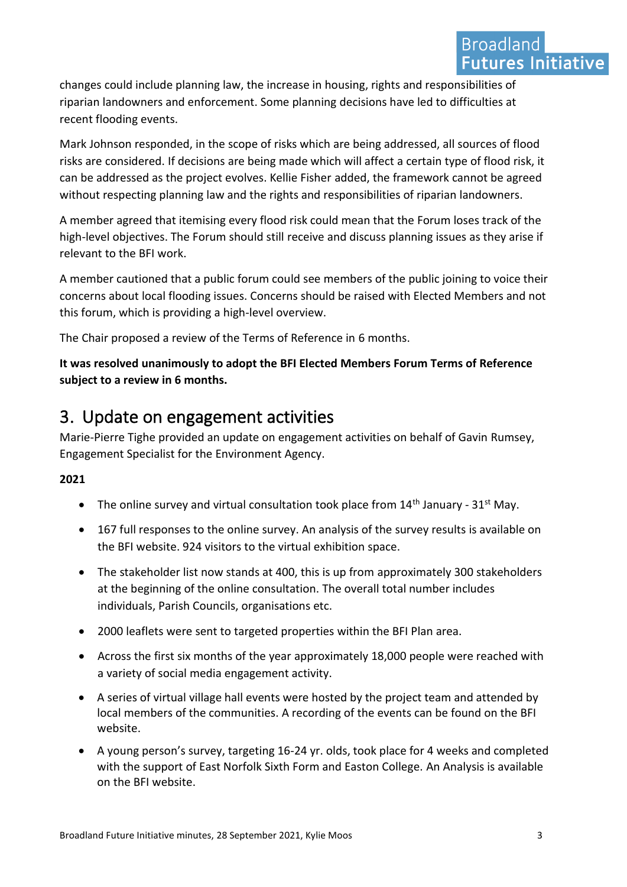changes could include planning law, the increase in housing, rights and responsibilities of riparian landowners and enforcement. Some planning decisions have led to difficulties at recent flooding events.

Mark Johnson responded, in the scope of risks which are being addressed, all sources of flood risks are considered. If decisions are being made which will affect a certain type of flood risk, it can be addressed as the project evolves. Kellie Fisher added, the framework cannot be agreed without respecting planning law and the rights and responsibilities of riparian landowners.

A member agreed that itemising every flood risk could mean that the Forum loses track of the high-level objectives. The Forum should still receive and discuss planning issues as they arise if relevant to the BFI work.

A member cautioned that a public forum could see members of the public joining to voice their concerns about local flooding issues. Concerns should be raised with Elected Members and not this forum, which is providing a high-level overview.

The Chair proposed a review of the Terms of Reference in 6 months.

**It was resolved unanimously to adopt the BFI Elected Members Forum Terms of Reference subject to a review in 6 months.**

# 3. Update on engagement activities

Marie-Pierre Tighe provided an update on engagement activities on behalf of Gavin Rumsey, Engagement Specialist for the Environment Agency.

**2021**

- The online survey and virtual consultation took place from 14th January - 31st May.
- 167 full responses to the online survey. An analysis of the survey results is available on the BFI website. 924 visitors to the virtual exhibition space.
- The stakeholder list now stands at 400, this is up from approximately 300 stakeholders at the beginning of the online consultation. The overall total number includes individuals, Parish Councils, organisations etc.
- 2000 leaflets were sent to targeted properties within the BFI Plan area.
- Across the first six months of the year approximately 18,000 people were reached with a variety of social media engagement activity.
- A series of virtual village hall events were hosted by the project team and attended by local members of the communities. A recording of the events can be found on the BFI website.
- A young person's survey, targeting 16-24 yr. olds, took place for 4 weeks and completed with the support of East Norfolk Sixth Form and Easton College. An Analysis is available on the BFI website.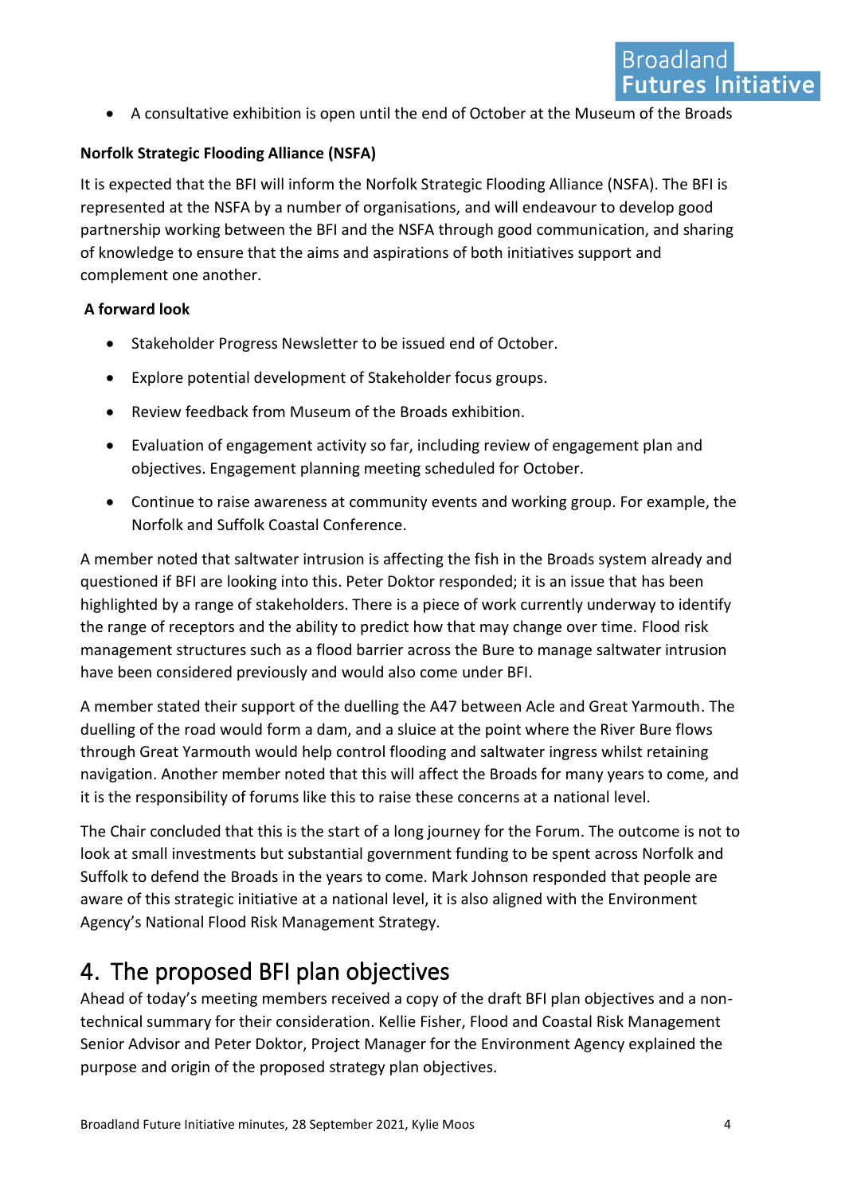- A consultative exhibition is open until the end of October at the Museum of the Broads

**Norfolk Strategic Flooding Alliance (NSFA)**

It is expected that the BFI will inform the Norfolk Strategic Flooding Alliance (NSFA). The BFI is represented at the NSFA by a number of organisations, and will endeavour to develop good partnership working between the BFI and the NSFA through good communication, and sharing of knowledge to ensure that the aims and aspirations of both initiatives support and complement one another.

**A forward look**

- Stakeholder Progress Newsletter to be issued end of October.
- Explore potential development of Stakeholder focus groups.
- Review feedback from Museum of the Broads exhibition.
- Evaluation of engagement activity so far, including review of engagement plan and objectives. Engagement planning meeting scheduled for October.
- Continue to raise awareness at community events and working group. For example, the Norfolk and Suffolk Coastal Conference.

A member noted that saltwater intrusion is affecting the fish in the Broads system already and questioned if BFI are looking into this. Peter Doktor responded; it is an issue that has been highlighted by a range of stakeholders. There is a piece of work currently underway to identify the range of receptors and the ability to predict how that may change over time. Flood risk management structures such as a flood barrier across the Bure to manage saltwater intrusion have been considered previously and would also come under BFI.

A member stated their support of the duelling the A47 between Acle and Great Yarmouth. The duelling of the road would form a dam, and a sluice at the point where the River Bure flows through Great Yarmouth would help control flooding and saltwater ingress whilst retaining navigation. Another member noted that this will affect the Broads for many years to come, and it is the responsibility of forums like this to raise these concerns at a national level.

The Chair concluded that this is the start of a long journey for the Forum. The outcome is not to look at small investments but substantial government funding to be spent across Norfolk and Suffolk to defend the Broads in the years to come. Mark Johnson responded that people are aware of this strategic initiative at a national level, it is also aligned with the Environment Agency's National Flood Risk Management Strategy.

## 4. The proposed BFI plan objectives

Ahead of today's meeting members received a copy of the draft BFI plan objectives and a non-technical summary for their consideration. Kellie Fisher, Flood and Coastal Risk Management Senior Advisor and Peter Doktor, Project Manager for the Environment Agency explained the purpose and origin of the proposed strategy plan objectives.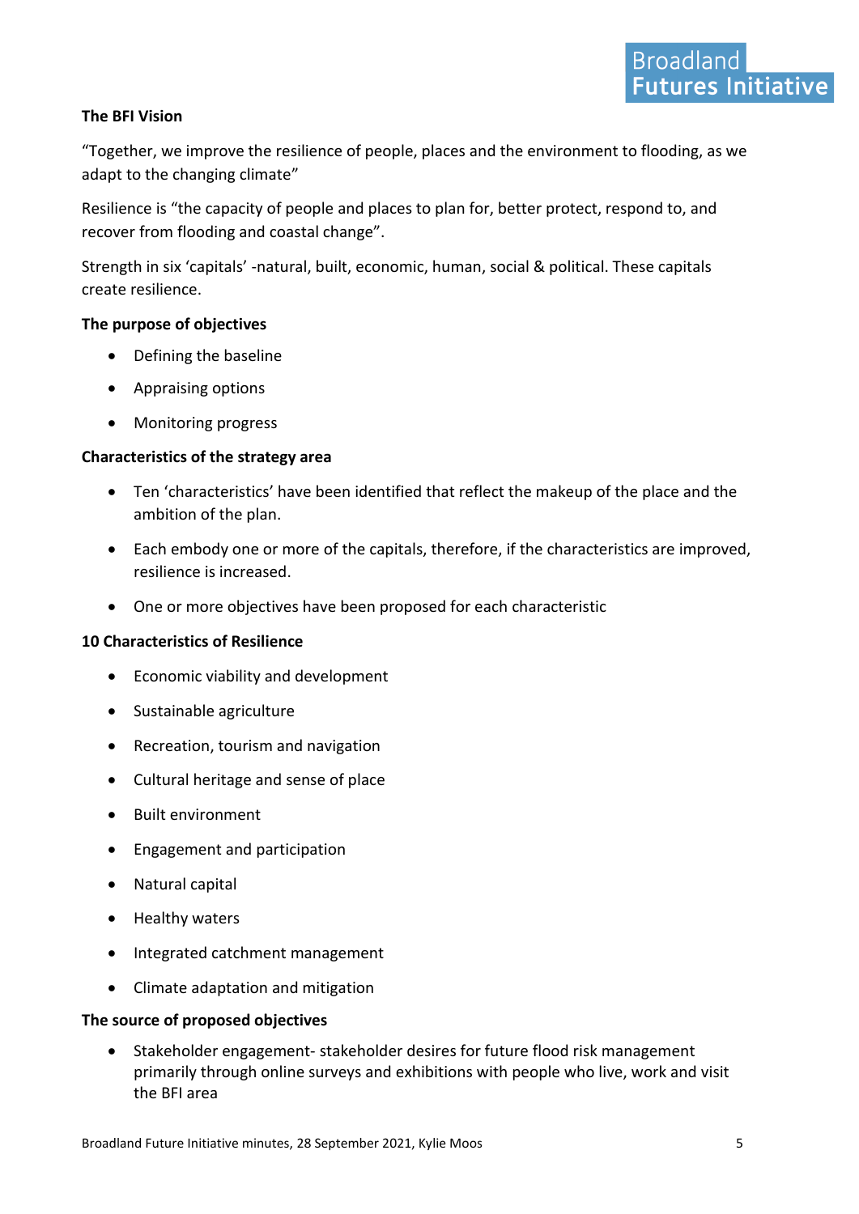**The BFI Vision**

"Together, we improve the resilience of people, places and the environment to flooding, as we adapt to the changing climate"

Resilience is "the capacity of people and places to plan for, better protect, respond to, and recover from flooding and coastal change".

Strength in six 'capitals' -natural, built, economic, human, social & political. These capitals create resilience.

**The purpose of objectives**

- Defining the baseline
- Appraising options
- Monitoring progress

**Characteristics of the strategy area**

- Ten 'characteristics' have been identified that reflect the makeup of the place and the ambition of the plan.
- Each embody one or more of the capitals, therefore, if the characteristics are improved, resilience is increased.
- One or more objectives have been proposed for each characteristic

**10 Characteristics of Resilience**

- Economic viability and development
- Sustainable agriculture
- Recreation, tourism and navigation
- Cultural heritage and sense of place
- Built environment
- Engagement and participation
- Natural capital
- Healthy waters
- Integrated catchment management
- Climate adaptation and mitigation

**The source of proposed objectives**

- Stakeholder engagement- stakeholder desires for future flood risk management primarily through online surveys and exhibitions with people who live, work and visit the BFI area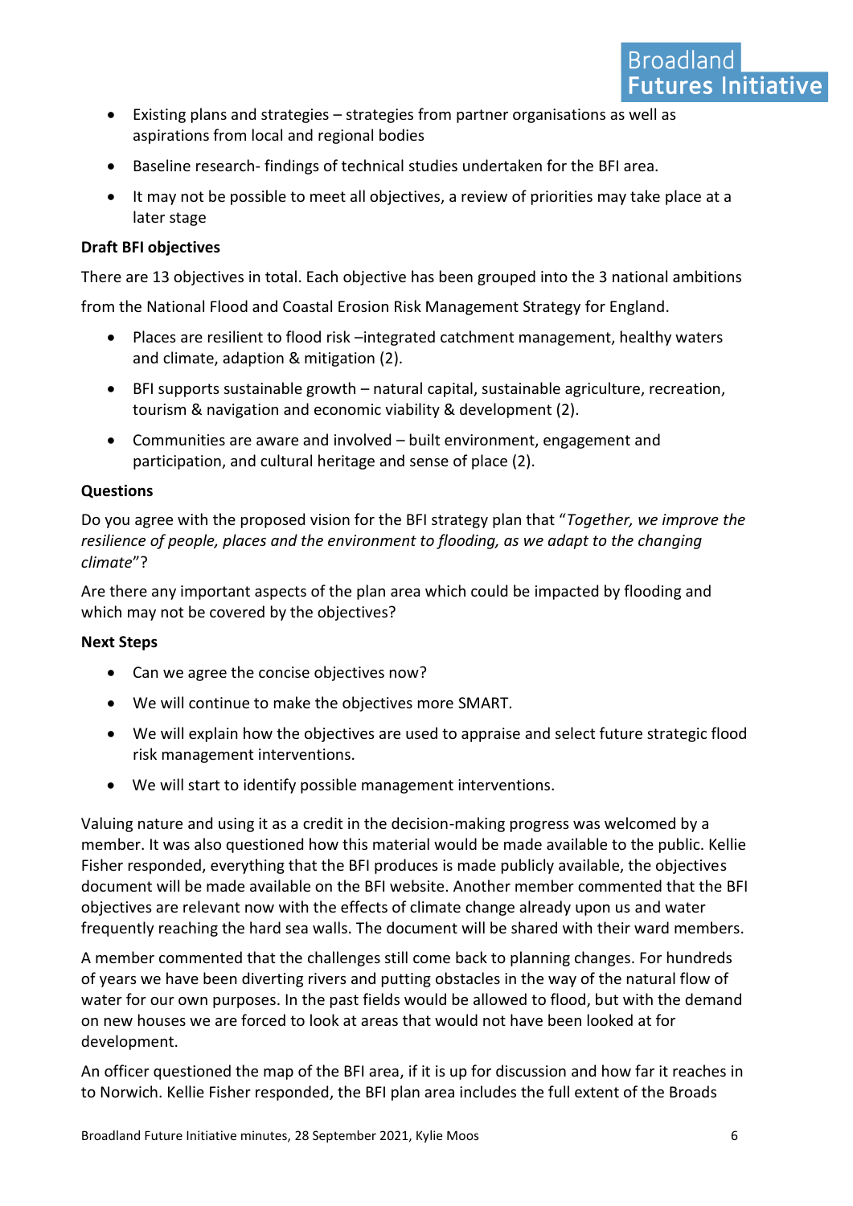- Existing plans and strategies – strategies from partner organisations as well as aspirations from local and regional bodies
- Baseline research- findings of technical studies undertaken for the BFI area.
- It may not be possible to meet all objectives, a review of priorities may take place at a later stage

**Draft BFI objectives**

There are 13 objectives in total. Each objective has been grouped into the 3 national ambitions from the National Flood and Coastal Erosion Risk Management Strategy for England.

- Places are resilient to flood risk –integrated catchment management, healthy waters and climate, adaption & mitigation (2).
- BFI supports sustainable growth – natural capital, sustainable agriculture, recreation, tourism & navigation and economic viability & development (2).
- Communities are aware and involved – built environment, engagement and participation, and cultural heritage and sense of place (2).

**Questions**

Do you agree with the proposed vision for the BFI strategy plan that "*Together, we improve the resilience of people, places and the environment to flooding, as we adapt to the changing climate*"?

Are there any important aspects of the plan area which could be impacted by flooding and which may not be covered by the objectives?

**Next Steps**

- Can we agree the concise objectives now?
- We will continue to make the objectives more SMART.
- We will explain how the objectives are used to appraise and select future strategic flood risk management interventions.
- We will start to identify possible management interventions.

Valuing nature and using it as a credit in the decision-making progress was welcomed by a member. It was also questioned how this material would be made available to the public. Kellie Fisher responded, everything that the BFI produces is made publicly available, the objectives document will be made available on the BFI website. Another member commented that the BFI objectives are relevant now with the effects of climate change already upon us and water frequently reaching the hard sea walls. The document will be shared with their ward members.

A member commented that the challenges still come back to planning changes. For hundreds of years we have been diverting rivers and putting obstacles in the way of the natural flow of water for our own purposes. In the past fields would be allowed to flood, but with the demand on new houses we are forced to look at areas that would not have been looked at for development.

An officer questioned the map of the BFI area, if it is up for discussion and how far it reaches in to Norwich. Kellie Fisher responded, the BFI plan area includes the full extent of the Broads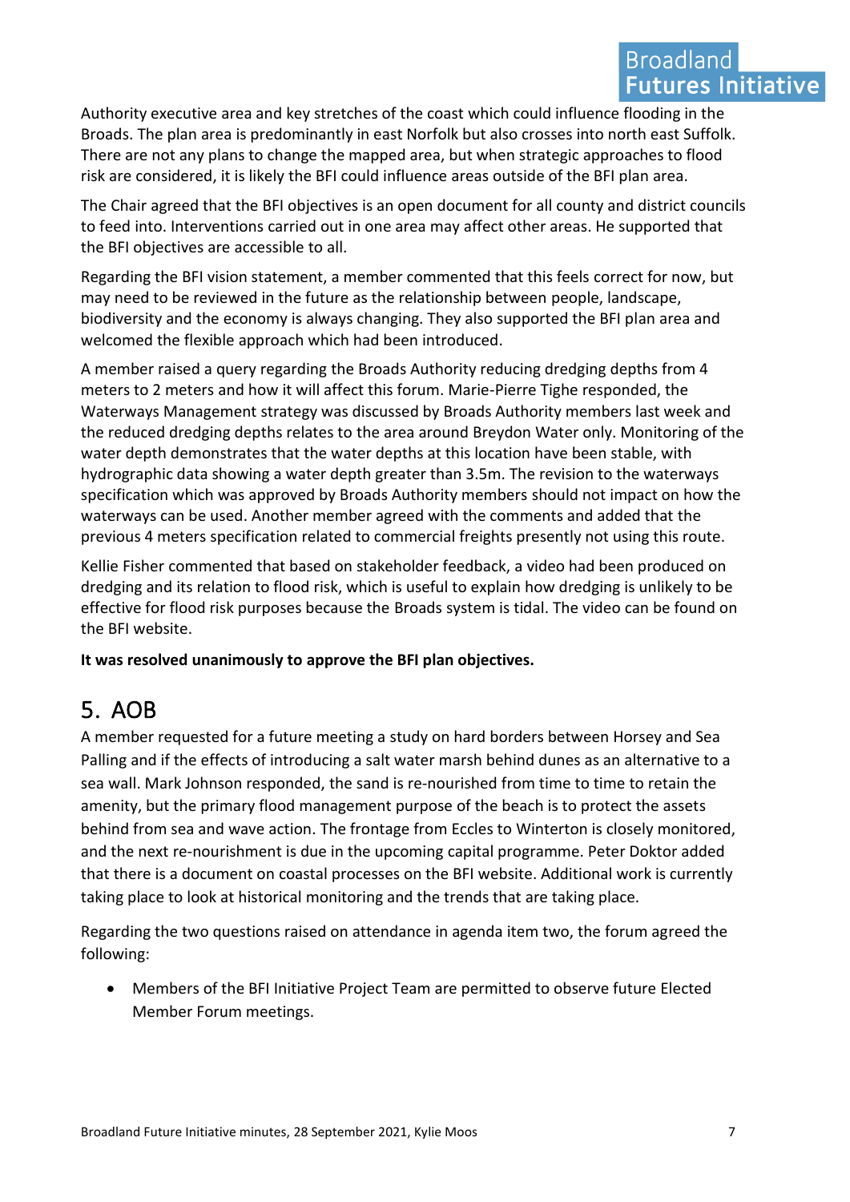Authority executive area and key stretches of the coast which could influence flooding in the Broads. The plan area is predominantly in east Norfolk but also crosses into north east Suffolk. There are not any plans to change the mapped area, but when strategic approaches to flood risk are considered, it is likely the BFI could influence areas outside of the BFI plan area.

The Chair agreed that the BFI objectives is an open document for all county and district councils to feed into. Interventions carried out in one area may affect other areas. He supported that the BFI objectives are accessible to all.

Regarding the BFI vision statement, a member commented that this feels correct for now, but may need to be reviewed in the future as the relationship between people, landscape, biodiversity and the economy is always changing. They also supported the BFI plan area and welcomed the flexible approach which had been introduced.

A member raised a query regarding the Broads Authority reducing dredging depths from 4 meters to 2 meters and how it will affect this forum. Marie-Pierre Tighe responded, the Waterways Management strategy was discussed by Broads Authority members last week and the reduced dredging depths relates to the area around Breydon Water only. Monitoring of the water depth demonstrates that the water depths at this location have been stable, with hydrographic data showing a water depth greater than 3.5m. The revision to the waterways specification which was approved by Broads Authority members should not impact on how the waterways can be used. Another member agreed with the comments and added that the previous 4 meters specification related to commercial freights presently not using this route.

Kellie Fisher commented that based on stakeholder feedback, a video had been produced on dredging and its relation to flood risk, which is useful to explain how dredging is unlikely to be effective for flood risk purposes because the Broads system is tidal. The video can be found on the BFI website.

**It was resolved unanimously to approve the BFI plan objectives.**

## 5. AOB

A member requested for a future meeting a study on hard borders between Horsey and Sea Palling and if the effects of introducing a salt water marsh behind dunes as an alternative to a sea wall. Mark Johnson responded, the sand is re-nourished from time to time to retain the amenity, but the primary flood management purpose of the beach is to protect the assets behind from sea and wave action. The frontage from Eccles to Winterton is closely monitored, and the next re-nourishment is due in the upcoming capital programme. Peter Doktor added that there is a document on coastal processes on the BFI website. Additional work is currently taking place to look at historical monitoring and the trends that are taking place.

Regarding the two questions raised on attendance in agenda item two, the forum agreed the following:

- Members of the BFI Initiative Project Team are permitted to observe future Elected Member Forum meetings.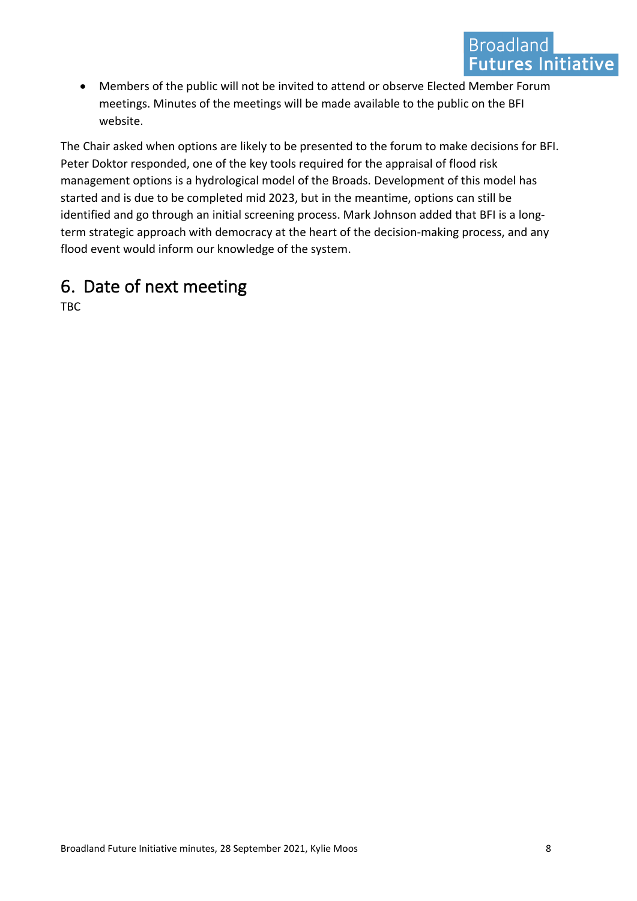- Members of the public will not be invited to attend or observe Elected Member Forum meetings. Minutes of the meetings will be made available to the public on the BFI website.

The Chair asked when options are likely to be presented to the forum to make decisions for BFI. Peter Doktor responded, one of the key tools required for the appraisal of flood risk management options is a hydrological model of the Broads. Development of this model has started and is due to be completed mid 2023, but in the meantime, options can still be identified and go through an initial screening process. Mark Johnson added that BFI is a long-term strategic approach with democracy at the heart of the decision-making process, and any flood event would inform our knowledge of the system.

# 6. Date of next meeting

TBC